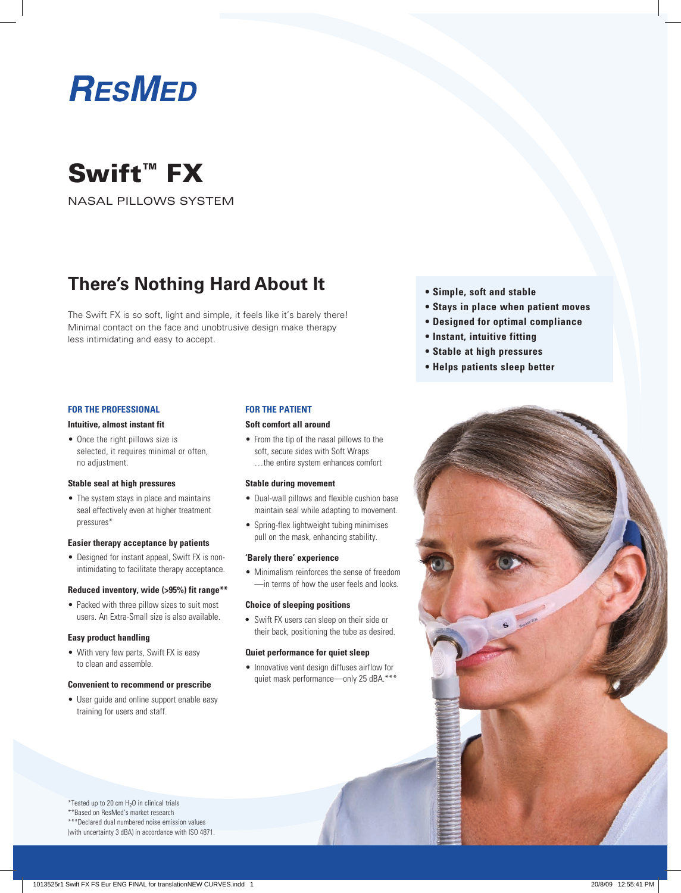# RESMED

# Swift™ FX

NASAL PILLOWS SYSTEM

## There's Nothing Hard About It

The Swift FX is so soft, light and simple, it feels like it's barely there! Minimal contact on the face and unobtrusive design make therapy less intimidating and easy to accept.

- **Simple, soft and stable**
- **Stays in place when patient moves**
- **Designed for optimal compliance**
- **Instant, intuitive fitting**
- **Stable at high pressures**
- **Helps patients sleep better**

### FOR THE PROFESSIONAL

**Intuitive, almost instant fit**

- Once the right pillows size is selected, it requires minimal or often, no adjustment.

**Stable seal at high pressures**

- The system stays in place and maintains seal effectively even at higher treatment pressures*

**Easier therapy acceptance by patients**

- Designed for instant appeal, Swift FX is non-intimidating to facilitate therapy acceptance.

**Reduced inventory, wide (>95%) fit range****

- Packed with three pillow sizes to suit most users. An Extra-Small size is also available.

**Easy product handling**

- With very few parts, Swift FX is easy to clean and assemble.

**Convenient to recommend or prescribe**

- User guide and online support enable easy training for users and staff.

### FOR THE PATIENT

**Soft comfort all around**

- From the tip of the nasal pillows to the soft, secure sides with Soft Wraps …the entire system enhances comfort

**Stable during movement**

- Dual-wall pillows and flexible cushion base maintain seal while adapting to movement.
- Spring-flex lightweight tubing minimises pull on the mask, enhancing stability.

**'Barely there' experience**

- Minimalism reinforces the sense of freedom —in terms of how the user feels and looks.

**Choice of sleeping positions**

- Swift FX users can sleep on their side or their back, positioning the tube as desired.

**Quiet performance for quiet sleep**

- Innovative vent design diffuses airflow for quiet mask performance—only 25 dBA.***

*Tested up to 20 cm $H_2O$ in clinical trials
**Based on ResMed's market research
***Declared dual numbered noise emission values (with uncertainty 3 dBA) in accordance with ISO 4871.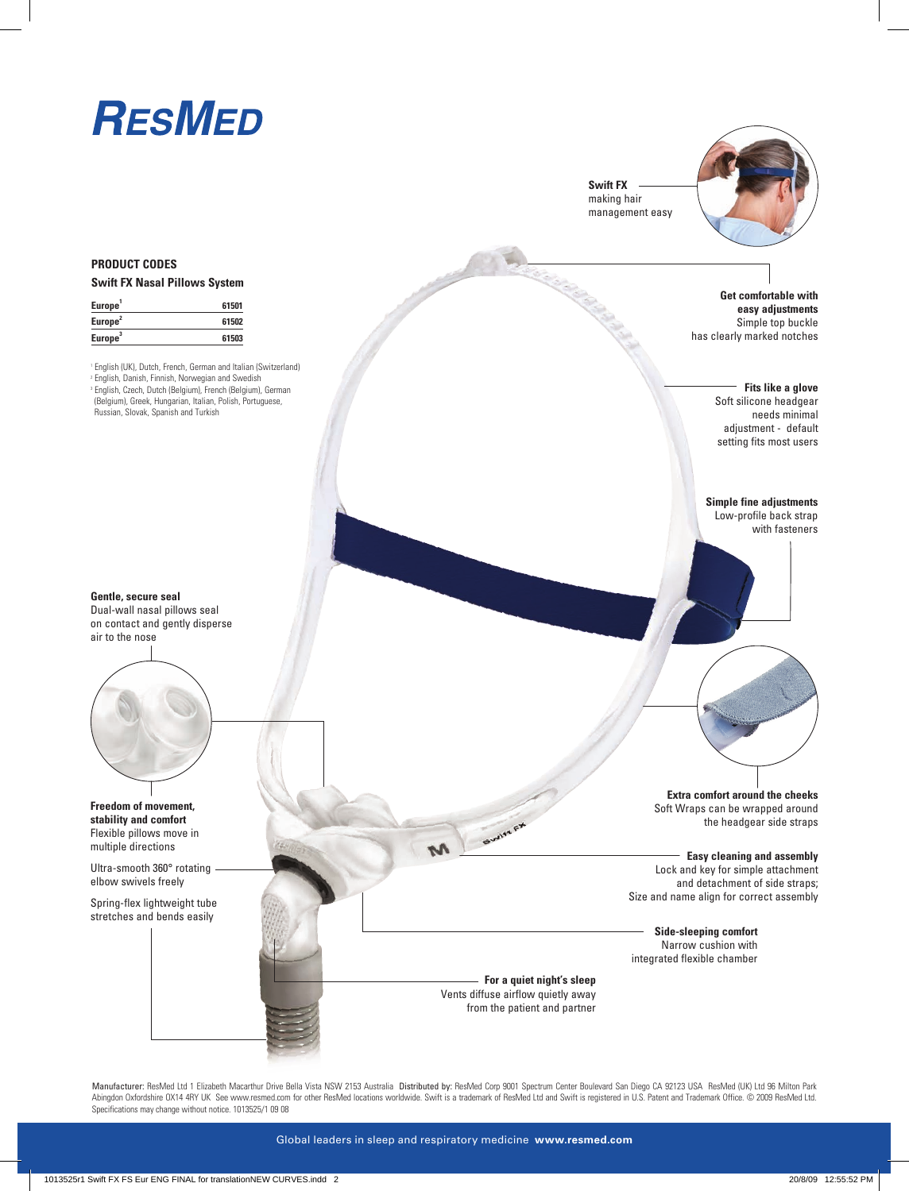# RESMED

**Swift FX**
making hair management easy

## PRODUCT CODES

**Swift FX Nasal Pillows System**

| | |
|---|---|
| Europe[1] | 61501 |
| Europe[2] | 61502 |
| Europe[3] | 61503 |

[1] English (UK), Dutch, French, German and Italian (Switzerland)
[2] English, Danish, Finnish, Norwegian and Swedish
[3] English, Czech, Dutch (Belgium), French (Belgium), German (Belgium), Greek, Hungarian, Italian, Polish, Portuguese, Russian, Slovak, Spanish and Turkish

**Get comfortable with easy adjustments**
Simple top buckle has clearly marked notches

**Fits like a glove**
Soft silicone headgear needs minimal adjustment - default setting fits most users

**Simple fine adjustments**
Low-profile back strap with fasteners

**Gentle, secure seal**
Dual-wall nasal pillows seal on contact and gently disperse air to the nose

**Extra comfort around the cheeks**
Soft Wraps can be wrapped around the headgear side straps

**Freedom of movement, stability and comfort**
Flexible pillows move in multiple directions

Ultra-smooth 360° rotating elbow swivels freely

Spring-flex lightweight tube stretches and bends easily

**Easy cleaning and assembly**
Lock and key for simple attachment and detachment of side straps; Size and name align for correct assembly

**Side-sleeping comfort**
Narrow cushion with integrated flexible chamber

**For a quiet night's sleep**
Vents diffuse airflow quietly away from the patient and partner

Manufacturer: ResMed Ltd 1 Elizabeth Macarthur Drive Bella Vista NSW 2153 Australia Distributed by: ResMed Corp 9001 Spectrum Center Boulevard San Diego CA 92123 USA ResMed (UK) Ltd 96 Milton Park Abingdon Oxfordshire OX14 4RY UK See www.resmed.com for other ResMed locations worldwide. Swift is a trademark of ResMed Ltd and Swift is registered in U.S. Patent and Trademark Office. © 2009 ResMed Ltd. Specifications may change without notice. 1013525/1 09 08

Global leaders in sleep and respiratory medicine **www.resmed.com**